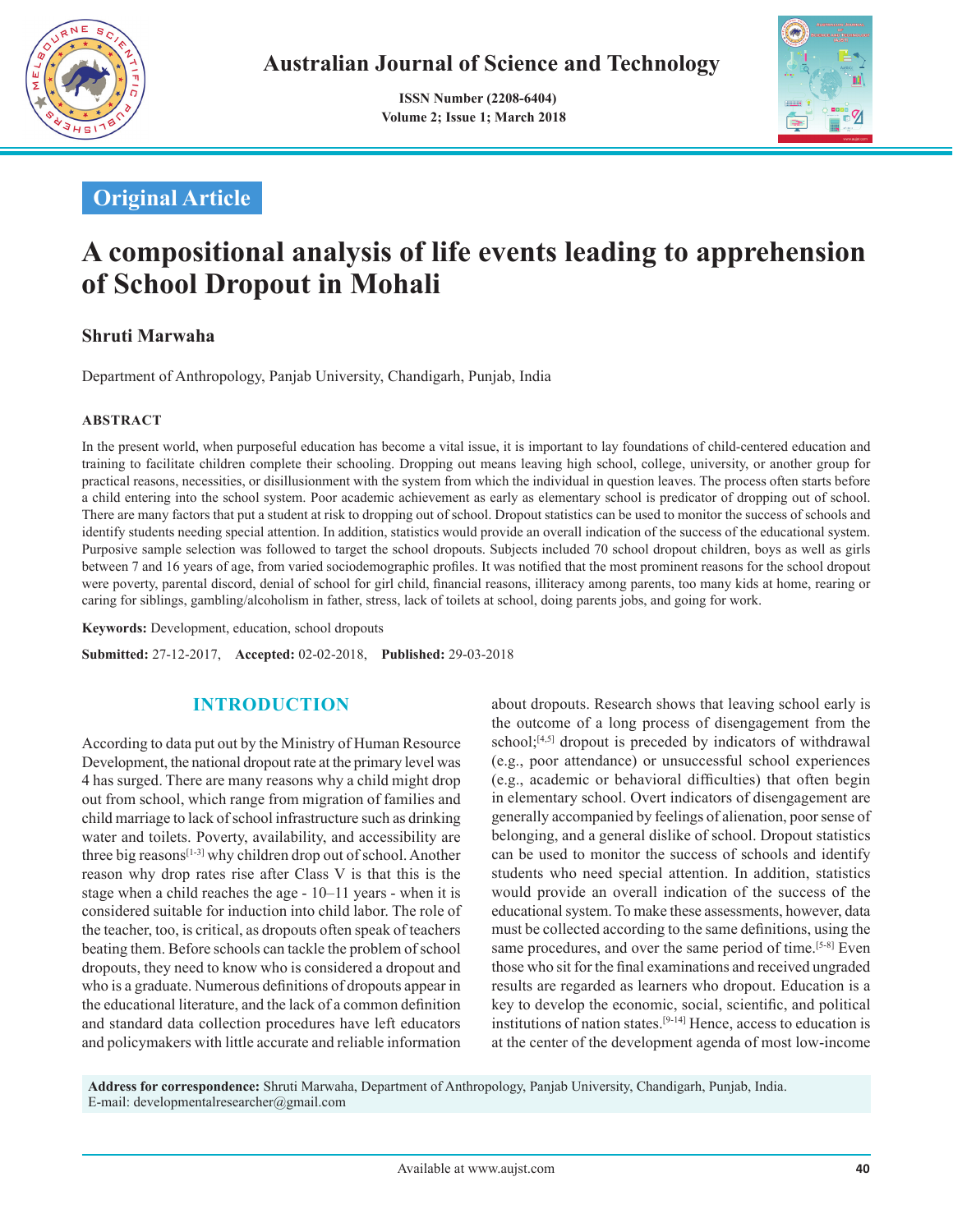Original Article

# A compositional analysis of life events leading to apprehension of School Dropout in Mohali

**Shruti Marwaha**

Department of Anthropology, Panjab University, Chandigarh, Punjab, India

## ABSTRACT

In the present world, when purposeful education has become a vital issue, it is important to lay foundations of child-centered education and training to facilitate children complete their schooling. Dropping out means leaving high school, college, university, or another group for practical reasons, necessities, or disillusionment with the system from which the individual in question leaves. The process often starts before a child entering into the school system. Poor academic achievement as early as elementary school is predicator of dropping out of school. There are many factors that put a student at risk to dropping out of school. Dropout statistics can be used to monitor the success of schools and identify students needing special attention. In addition, statistics would provide an overall indication of the success of the educational system. Purposive sample selection was followed to target the school dropouts. Subjects included 70 school dropout children, boys as well as girls between 7 and 16 years of age, from varied sociodemographic profiles. It was notified that the most prominent reasons for the school dropout were poverty, parental discord, denial of school for girl child, financial reasons, illiteracy among parents, too many kids at home, rearing or caring for siblings, gambling/alcoholism in father, stress, lack of toilets at school, doing parents jobs, and going for work.

**Keywords:** Development, education, school dropouts

**Submitted:** 27-12-2017, **Accepted:** 02-02-2018, **Published:** 29-03-2018

## INTRODUCTION

According to data put out by the Ministry of Human Resource Development, the national dropout rate at the primary level was 4 has surged. There are many reasons why a child might drop out from school, which range from migration of families and child marriage to lack of school infrastructure such as drinking water and toilets. Poverty, availability, and accessibility are three big reasons[1-3] why children drop out of school. Another reason why drop rates rise after Class V is that this is the stage when a child reaches the age - 10–11 years - when it is considered suitable for induction into child labor. The role of the teacher, too, is critical, as dropouts often speak of teachers beating them. Before schools can tackle the problem of school dropouts, they need to know who is considered a dropout and who is a graduate. Numerous definitions of dropouts appear in the educational literature, and the lack of a common definition and standard data collection procedures have left educators and policymakers with little accurate and reliable information about dropouts. Research shows that leaving school early is the outcome of a long process of disengagement from the school;[4,5] dropout is preceded by indicators of withdrawal (e.g., poor attendance) or unsuccessful school experiences (e.g., academic or behavioral difficulties) that often begin in elementary school. Overt indicators of disengagement are generally accompanied by feelings of alienation, poor sense of belonging, and a general dislike of school. Dropout statistics can be used to monitor the success of schools and identify students who need special attention. In addition, statistics would provide an overall indication of the success of the educational system. To make these assessments, however, data must be collected according to the same definitions, using the same procedures, and over the same period of time.[5-8] Even those who sit for the final examinations and received ungraded results are regarded as learners who dropout. Education is a key to develop the economic, social, scientific, and political institutions of nation states.[9-14] Hence, access to education is at the center of the development agenda of most low-income

**Address for correspondence:** Shruti Marwaha, Department of Anthropology, Panjab University, Chandigarh, Punjab, India. E-mail: developmentalresearcher@gmail.com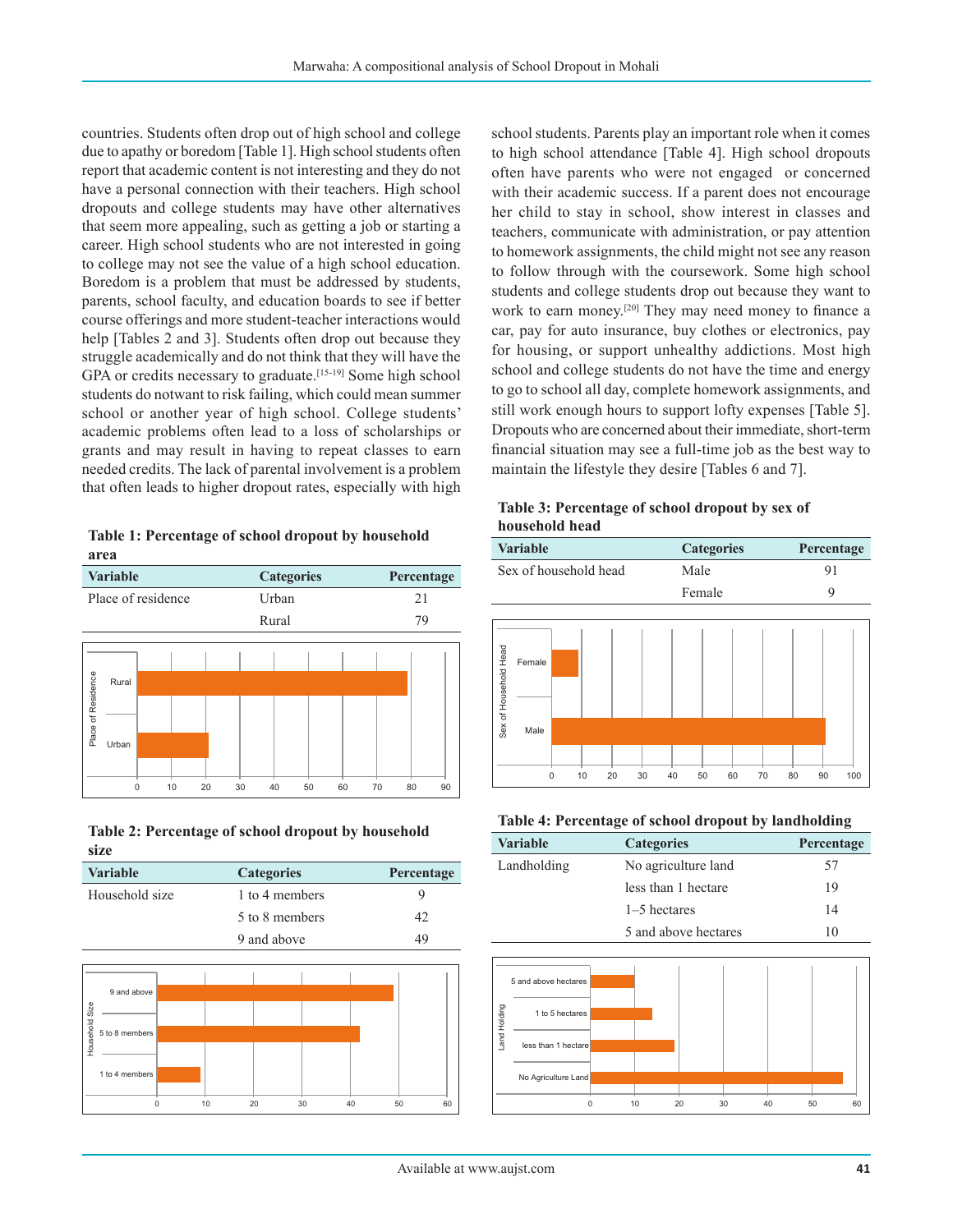countries. Students often drop out of high school and college due to apathy or boredom [Table 1]. High school students often report that academic content is not interesting and they do not have a personal connection with their teachers. High school dropouts and college students may have other alternatives that seem more appealing, such as getting a job or starting a career. High school students who are not interested in going to college may not see the value of a high school education. Boredom is a problem that must be addressed by students, parents, school faculty, and education boards to see if better course offerings and more student-teacher interactions would help [Tables 2 and 3]. Students often drop out because they struggle academically and do not think that they will have the GPA or credits necessary to graduate.[15-19] Some high school students do notwant to risk failing, which could mean summer school or another year of high school. College students' academic problems often lead to a loss of scholarships or grants and may result in having to repeat classes to earn needed credits. The lack of parental involvement is a problem that often leads to higher dropout rates, especially with high school students. Parents play an important role when it comes to high school attendance [Table 4]. High school dropouts often have parents who were not engaged or concerned with their academic success. If a parent does not encourage her child to stay in school, show interest in classes and teachers, communicate with administration, or pay attention to homework assignments, the child might not see any reason to follow through with the coursework. Some high school students and college students drop out because they want to work to earn money.[20] They may need money to finance a car, pay for auto insurance, buy clothes or electronics, pay for housing, or support unhealthy addictions. Most high school and college students do not have the time and energy to go to school all day, complete homework assignments, and still work enough hours to support lofty expenses [Table 5]. Dropouts who are concerned about their immediate, short-term financial situation may see a full-time job as the best way to maintain the lifestyle they desire [Tables 6 and 7].

**Table 1: Percentage of school dropout by household area**

| Variable | Categories | Percentage |
|---|---|---|
| Place of residence | Urban | 21 |
| | Rural | 79 |

**Table 2: Percentage of school dropout by household size**

| Variable | Categories | Percentage |
|---|---|---|
| Household size | 1 to 4 members | 9 |
| | 5 to 8 members | 42 |
| | 9 and above | 49 |

**Table 3: Percentage of school dropout by sex of household head**

| Variable | Categories | Percentage |
|---|---|---|
| Sex of household head | Male | 91 |
| | Female | 9 |

**Table 4: Percentage of school dropout by landholding**

| Variable | Categories | Percentage |
|---|---|---|
| Landholding | No agriculture land | 57 |
| | less than 1 hectare | 19 |
| | 1–5 hectares | 14 |
| | 5 and above hectares | 10 |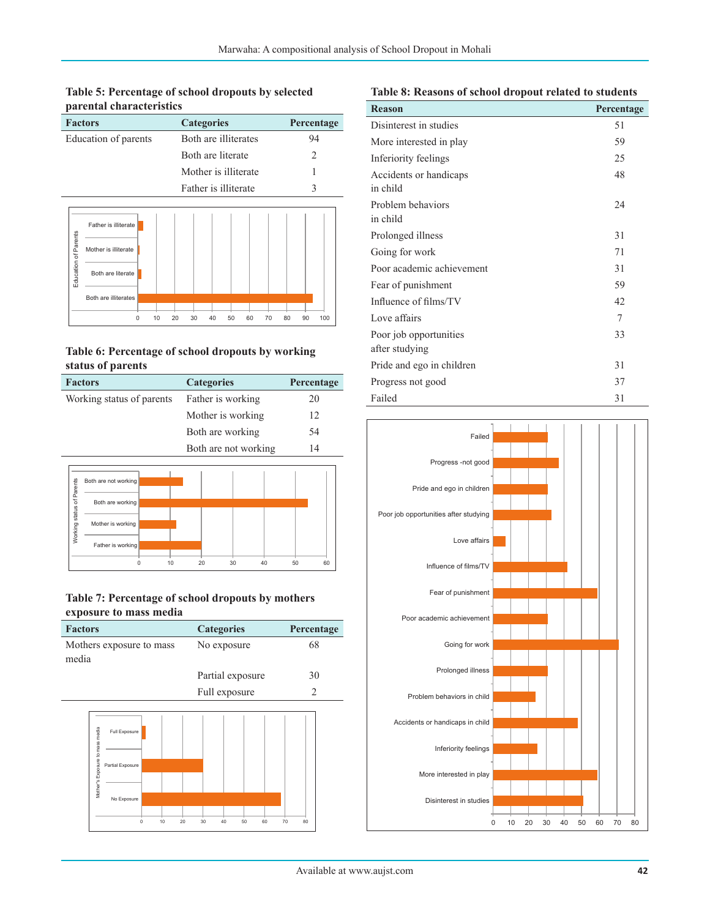**Table 5: Percentage of school dropouts by selected parental characteristics**

| Factors | Categories | Percentage |
|---|---|---|
| Education of parents | Both are illiterates | 94 |
| | Both are literate | 2 |
| | Mother is illiterate | 1 |
| | Father is illiterate | 3 |

**Table 6: Percentage of school dropouts by working status of parents**

| Factors | Categories | Percentage |
|---|---|---|
| Working status of parents | Father is working | 20 |
| | Mother is working | 12 |
| | Both are working | 54 |
| | Both are not working | 14 |

**Table 7: Percentage of school dropouts by mothers exposure to mass media**

| Factors | Categories | Percentage |
|---|---|---|
| Mothers exposure to mass media | No exposure | 68 |
| | Partial exposure | 30 |
| | Full exposure | 2 |

**Table 8: Reasons of school dropout related to students**

| Reason | Percentage |
|---|---|
| Disinterest in studies | 51 |
| More interested in play | 59 |
| Inferiority feelings | 25 |
| Accidents or handicaps in child | 48 |
| Problem behaviors in child | 24 |
| Prolonged illness | 31 |
| Going for work | 71 |
| Poor academic achievement | 31 |
| Fear of punishment | 59 |
| Influence of films/TV | 42 |
| Love affairs | 7 |
| Poor job opportunities after studying | 33 |
| Pride and ego in children | 31 |
| Progress not good | 37 |
| Failed | 31 |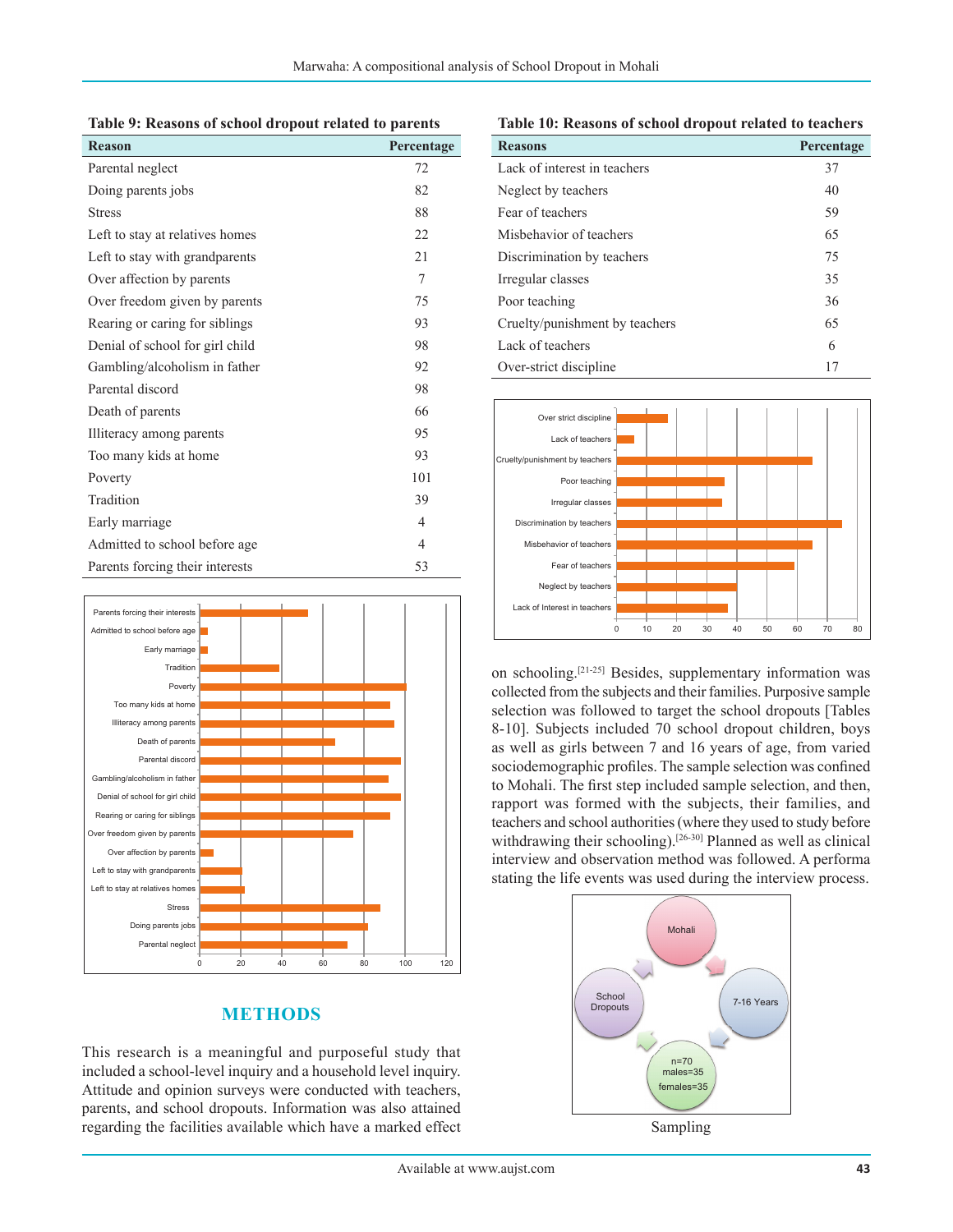**Table 9: Reasons of school dropout related to parents**

| Reason | Percentage |
|---|---|
| Parental neglect | 72 |
| Doing parents jobs | 82 |
| Stress | 88 |
| Left to stay at relatives homes | 22 |
| Left to stay with grandparents | 21 |
| Over affection by parents | 7 |
| Over freedom given by parents | 75 |
| Rearing or caring for siblings | 93 |
| Denial of school for girl child | 98 |
| Gambling/alcoholism in father | 92 |
| Parental discord | 98 |
| Death of parents | 66 |
| Illiteracy among parents | 95 |
| Too many kids at home | 93 |
| Poverty | 101 |
| Tradition | 39 |
| Early marriage | 4 |
| Admitted to school before age | 4 |
| Parents forcing their interests | 53 |

**Table 10: Reasons of school dropout related to teachers**

| Reasons | Percentage |
|---|---|
| Lack of interest in teachers | 37 |
| Neglect by teachers | 40 |
| Fear of teachers | 59 |
| Misbehavior of teachers | 65 |
| Discrimination by teachers | 75 |
| Irregular classes | 35 |
| Poor teaching | 36 |
| Cruelty/punishment by teachers | 65 |
| Lack of teachers | 6 |
| Over-strict discipline | 17 |

## METHODS

This research is a meaningful and purposeful study that included a school-level inquiry and a household level inquiry. Attitude and opinion surveys were conducted with teachers, parents, and school dropouts. Information was also attained regarding the facilities available which have a marked effect on schooling.[21-25] Besides, supplementary information was collected from the subjects and their families. Purposive sample selection was followed to target the school dropouts [Tables 8-10]. Subjects included 70 school dropout children, boys as well as girls between 7 and 16 years of age, from varied sociodemographic profiles. The sample selection was confined to Mohali. The first step included sample selection, and then, rapport was formed with the subjects, their families, and teachers and school authorities (where they used to study before withdrawing their schooling).[26-30] Planned as well as clinical interview and observation method was followed. A performa stating the life events was used during the interview process.

Sampling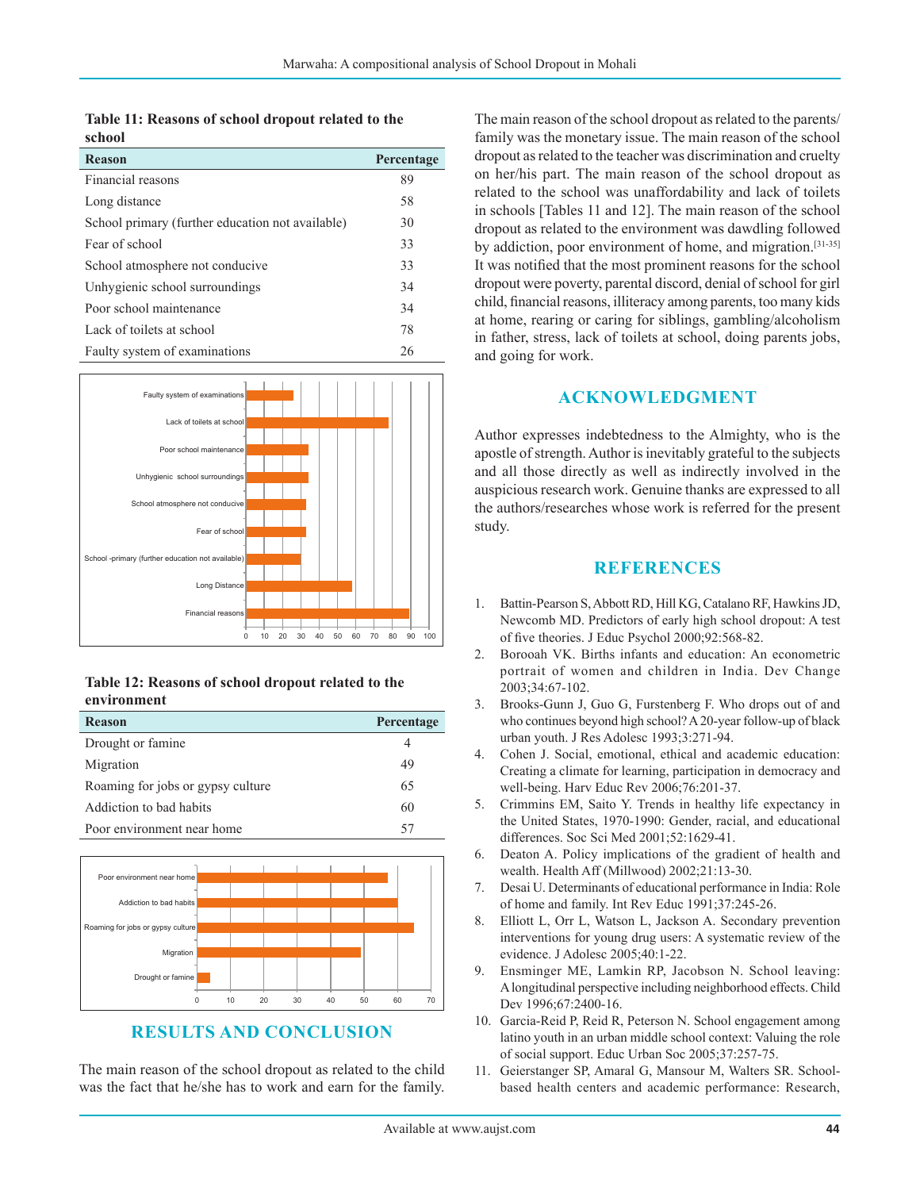**Table 11: Reasons of school dropout related to the school**

| Reason | Percentage |
|---|---|
| Financial reasons | 89 |
| Long distance | 58 |
| School primary (further education not available) | 30 |
| Fear of school | 33 |
| School atmosphere not conducive | 33 |
| Unhygienic school surroundings | 34 |
| Poor school maintenance | 34 |
| Lack of toilets at school | 78 |
| Faulty system of examinations | 26 |

**Table 12: Reasons of school dropout related to the environment**

| Reason | Percentage |
|---|---|
| Drought or famine | 4 |
| Migration | 49 |
| Roaming for jobs or gypsy culture | 65 |
| Addiction to bad habits | 60 |
| Poor environment near home | 57 |

## RESULTS AND CONCLUSION

The main reason of the school dropout as related to the child was the fact that he/she has to work and earn for the family. The main reason of the school dropout as related to the parents/family was the monetary issue. The main reason of the school dropout as related to the teacher was discrimination and cruelty on her/his part. The main reason of the school dropout as related to the school was unaffordability and lack of toilets in schools [Tables 11 and 12]. The main reason of the school dropout as related to the environment was dawdling followed by addiction, poor environment of home, and migration.[31-35] It was notified that the most prominent reasons for the school dropout were poverty, parental discord, denial of school for girl child, financial reasons, illiteracy among parents, too many kids at home, rearing or caring for siblings, gambling/alcoholism in father, stress, lack of toilets at school, doing parents jobs, and going for work.

## ACKNOWLEDGMENT

Author expresses indebtedness to the Almighty, who is the apostle of strength. Author is inevitably grateful to the subjects and all those directly as well as indirectly involved in the auspicious research work. Genuine thanks are expressed to all the authors/researches whose work is referred for the present study.

## REFERENCES

1. Battin-Pearson S, Abbott RD, Hill KG, Catalano RF, Hawkins JD, Newcomb MD. Predictors of early high school dropout: A test of five theories. J Educ Psychol 2000;92:568-82.
2. Borooah VK. Births infants and education: An econometric portrait of women and children in India. Dev Change 2003;34:67-102.
3. Brooks-Gunn J, Guo G, Furstenberg F. Who drops out of and who continues beyond high school? A 20-year follow-up of black urban youth. J Res Adolesc 1993;3:271-94.
4. Cohen J. Social, emotional, ethical and academic education: Creating a climate for learning, participation in democracy and well-being. Harv Educ Rev 2006;76:201-37.
5. Crimmins EM, Saito Y. Trends in healthy life expectancy in the United States, 1970-1990: Gender, racial, and educational differences. Soc Sci Med 2001;52:1629-41.
6. Deaton A. Policy implications of the gradient of health and wealth. Health Aff (Millwood) 2002;21:13-30.
7. Desai U. Determinants of educational performance in India: Role of home and family. Int Rev Educ 1991;37:245-26.
8. Elliott L, Orr L, Watson L, Jackson A. Secondary prevention interventions for young drug users: A systematic review of the evidence. J Adolesc 2005;40:1-22.
9. Ensminger ME, Lamkin RP, Jacobson N. School leaving: A longitudinal perspective including neighborhood effects. Child Dev 1996;67:2400-16.
10. Garcia-Reid P, Reid R, Peterson N. School engagement among latino youth in an urban middle school context: Valuing the role of social support. Educ Urban Soc 2005;37:257-75.
11. Geierstanger SP, Amaral G, Mansour M, Walters SR. School-based health centers and academic performance: Research,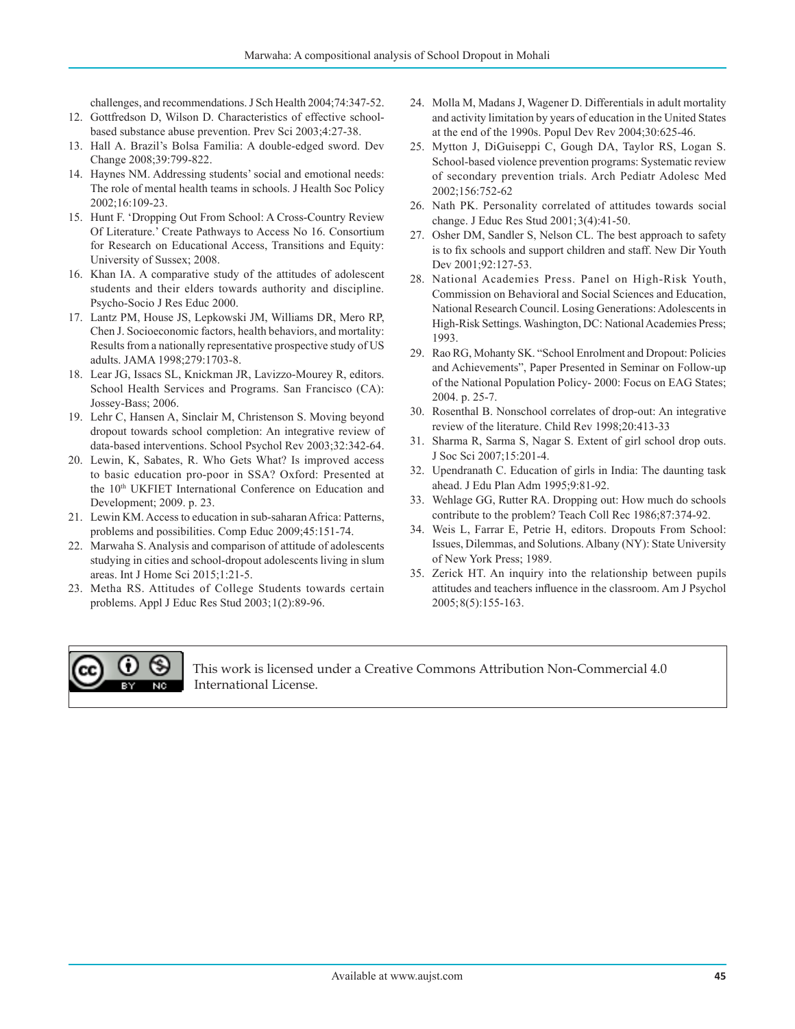challenges, and recommendations. J Sch Health 2004;74:347-52.

12. Gottfredson D, Wilson D. Characteristics of effective school-based substance abuse prevention. Prev Sci 2003;4:27-38.
13. Hall A. Brazil's Bolsa Familia: A double-edged sword. Dev Change 2008;39:799-822.
14. Haynes NM. Addressing students' social and emotional needs: The role of mental health teams in schools. J Health Soc Policy 2002;16:109-23.
15. Hunt F. 'Dropping Out From School: A Cross-Country Review Of Literature.' Create Pathways to Access No 16. Consortium for Research on Educational Access, Transitions and Equity: University of Sussex; 2008.
16. Khan IA. A comparative study of the attitudes of adolescent students and their elders towards authority and discipline. Psycho-Socio J Res Educ 2000.
17. Lantz PM, House JS, Lepkowski JM, Williams DR, Mero RP, Chen J. Socioeconomic factors, health behaviors, and mortality: Results from a nationally representative prospective study of US adults. JAMA 1998;279:1703-8.
18. Lear JG, Issacs SL, Knickman JR, Lavizzo-Mourey R, editors. School Health Services and Programs. San Francisco (CA): Jossey-Bass; 2006.
19. Lehr C, Hansen A, Sinclair M, Christenson S. Moving beyond dropout towards school completion: An integrative review of data-based interventions. School Psychol Rev 2003;32:342-64.
20. Lewin, K, Sabates, R. Who Gets What? Is improved access to basic education pro-poor in SSA? Oxford: Presented at the 10th UKFIET International Conference on Education and Development; 2009. p. 23.
21. Lewin KM. Access to education in sub-saharan Africa: Patterns, problems and possibilities. Comp Educ 2009;45:151-74.
22. Marwaha S. Analysis and comparison of attitude of adolescents studying in cities and school-dropout adolescents living in slum areas. Int J Home Sci 2015;1:21-5.
23. Metha RS. Attitudes of College Students towards certain problems. Appl J Educ Res Stud 2003;1(2):89-96.
24. Molla M, Madans J, Wagener D. Differentials in adult mortality and activity limitation by years of education in the United States at the end of the 1990s. Popul Dev Rev 2004;30:625-46.
25. Mytton J, DiGuiseppi C, Gough DA, Taylor RS, Logan S. School-based violence prevention programs: Systematic review of secondary prevention trials. Arch Pediatr Adolesc Med 2002;156:752-62
26. Nath PK. Personality correlated of attitudes towards social change. J Educ Res Stud 2001;3(4):41-50.
27. Osher DM, Sandler S, Nelson CL. The best approach to safety is to fix schools and support children and staff. New Dir Youth Dev 2001;92:127-53.
28. National Academies Press. Panel on High-Risk Youth, Commission on Behavioral and Social Sciences and Education, National Research Council. Losing Generations: Adolescents in High-Risk Settings. Washington, DC: National Academies Press; 1993.
29. Rao RG, Mohanty SK. "School Enrolment and Dropout: Policies and Achievements", Paper Presented in Seminar on Follow-up of the National Population Policy- 2000: Focus on EAG States; 2004. p. 25-7.
30. Rosenthal B. Nonschool correlates of drop-out: An integrative review of the literature. Child Rev 1998;20:413-33
31. Sharma R, Sarma S, Nagar S. Extent of girl school drop outs. J Soc Sci 2007;15:201-4.
32. Upendranath C. Education of girls in India: The daunting task ahead. J Edu Plan Adm 1995;9:81-92.
33. Wehlage GG, Rutter RA. Dropping out: How much do schools contribute to the problem? Teach Coll Rec 1986;87:374-92.
34. Weis L, Farrar E, Petrie H, editors. Dropouts From School: Issues, Dilemmas, and Solutions. Albany (NY): State University of New York Press; 1989.
35. Zerick HT. An inquiry into the relationship between pupils attitudes and teachers influence in the classroom. Am J Psychol 2005;8(5):155-163.

This work is licensed under a Creative Commons Attribution Non-Commercial 4.0 International License.